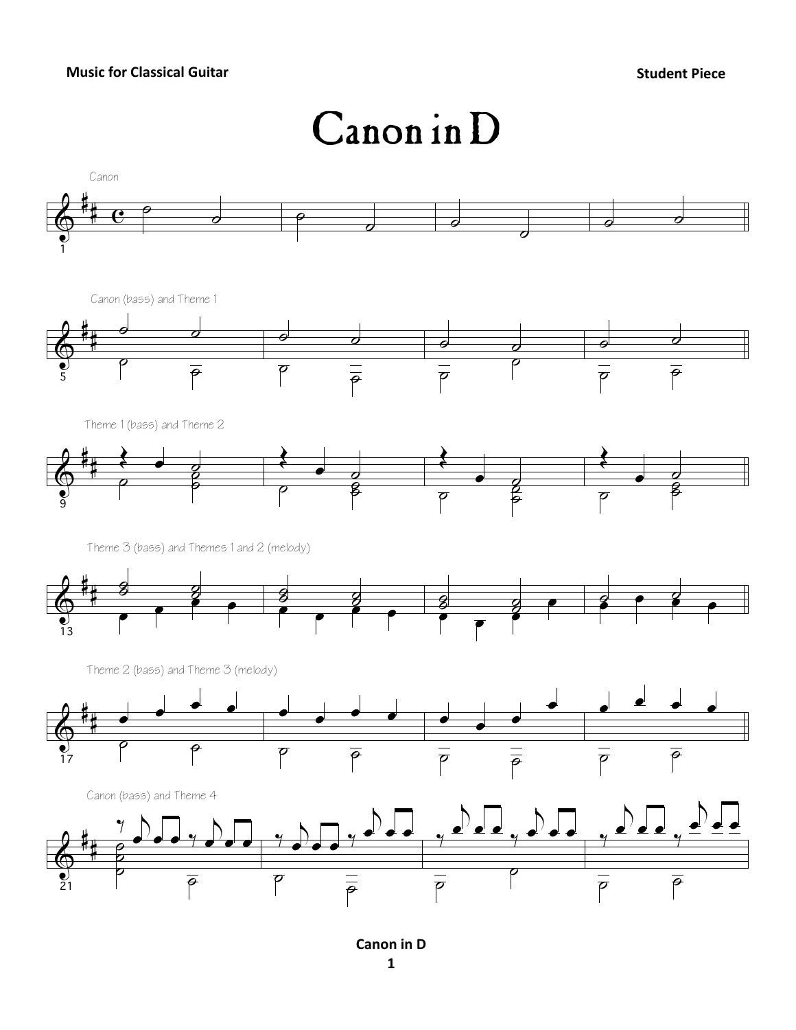# Canon in D

Canon

Canon (bass) and Theme 1

Theme 1 (bass) and Theme 2

Theme 3 (bass) and Themes 1 and 2 (melody)

Theme 2 (bass) and Theme 3 (melody)

Canon (bass) and Theme 4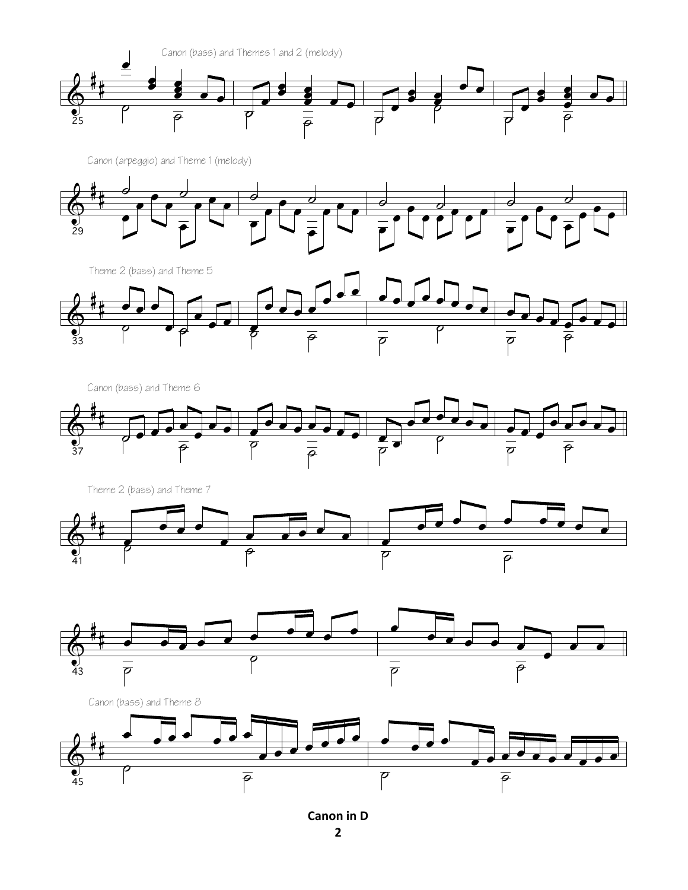Canon (bass) and Themes 1 and 2 (melody)

Canon (arpeggio) and Theme 1 (melody)

Theme 2 (bass) and Theme 5

Canon (bass) and Theme 6

Theme 2 (bass) and Theme 7

Canon (bass) and Theme 8

**Canon in D**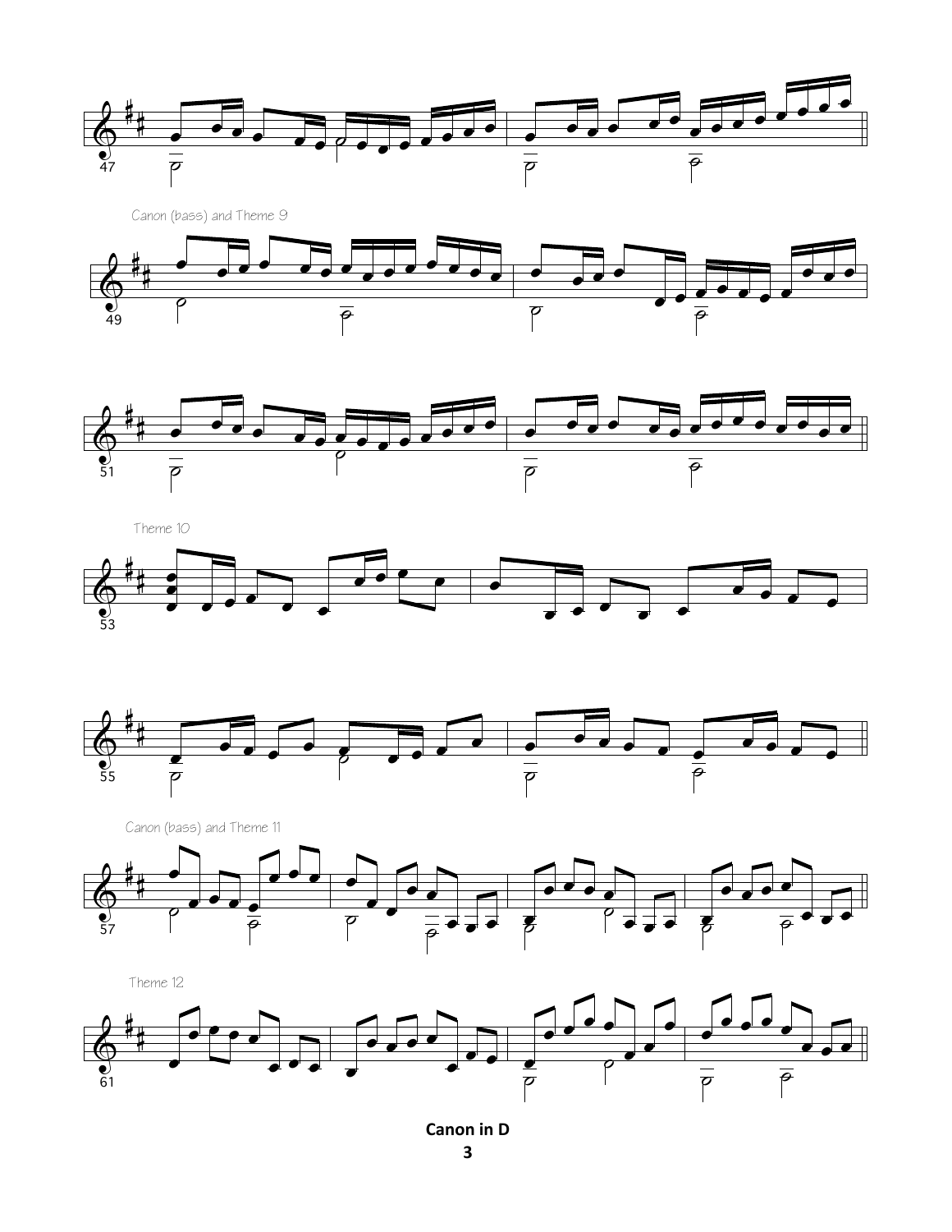Canon (bass) and Theme 9

Theme 10

Canon (bass) and Theme 11

Theme 12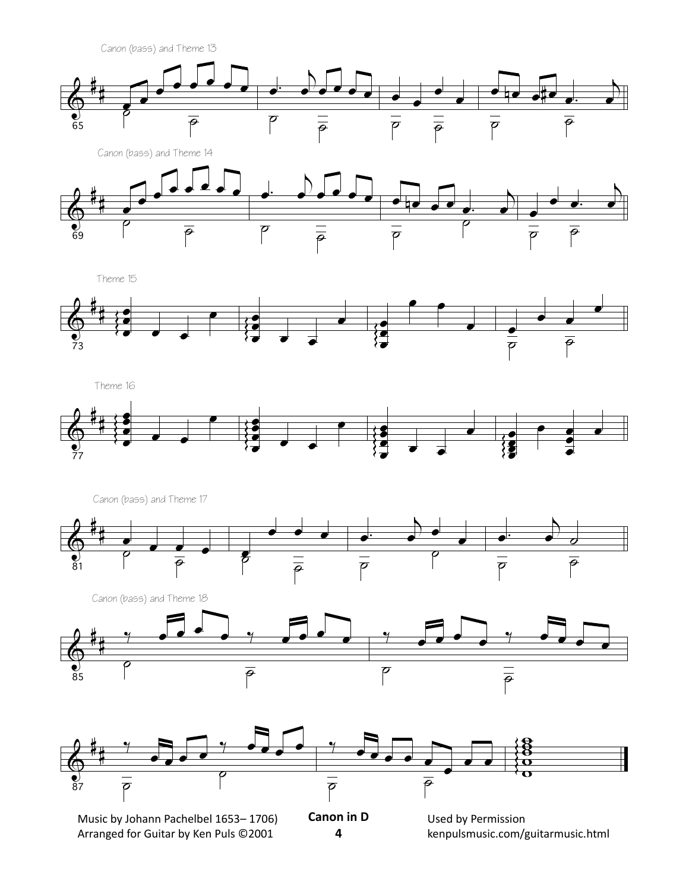Canon (bass) and Theme 13

65

Canon (bass) and Theme 14

69

Theme 15

73

Theme 16

77

Canon (bass) and Theme 17

81

Canon (bass) and Theme 18

85

87

Music by Johann Pachelbel 1653– 1706)
Arranged for Guitar by Ken Puls ©2001

**Canon in D**

Used by Permission
kenpulsmusic.com/guitarmusic.html